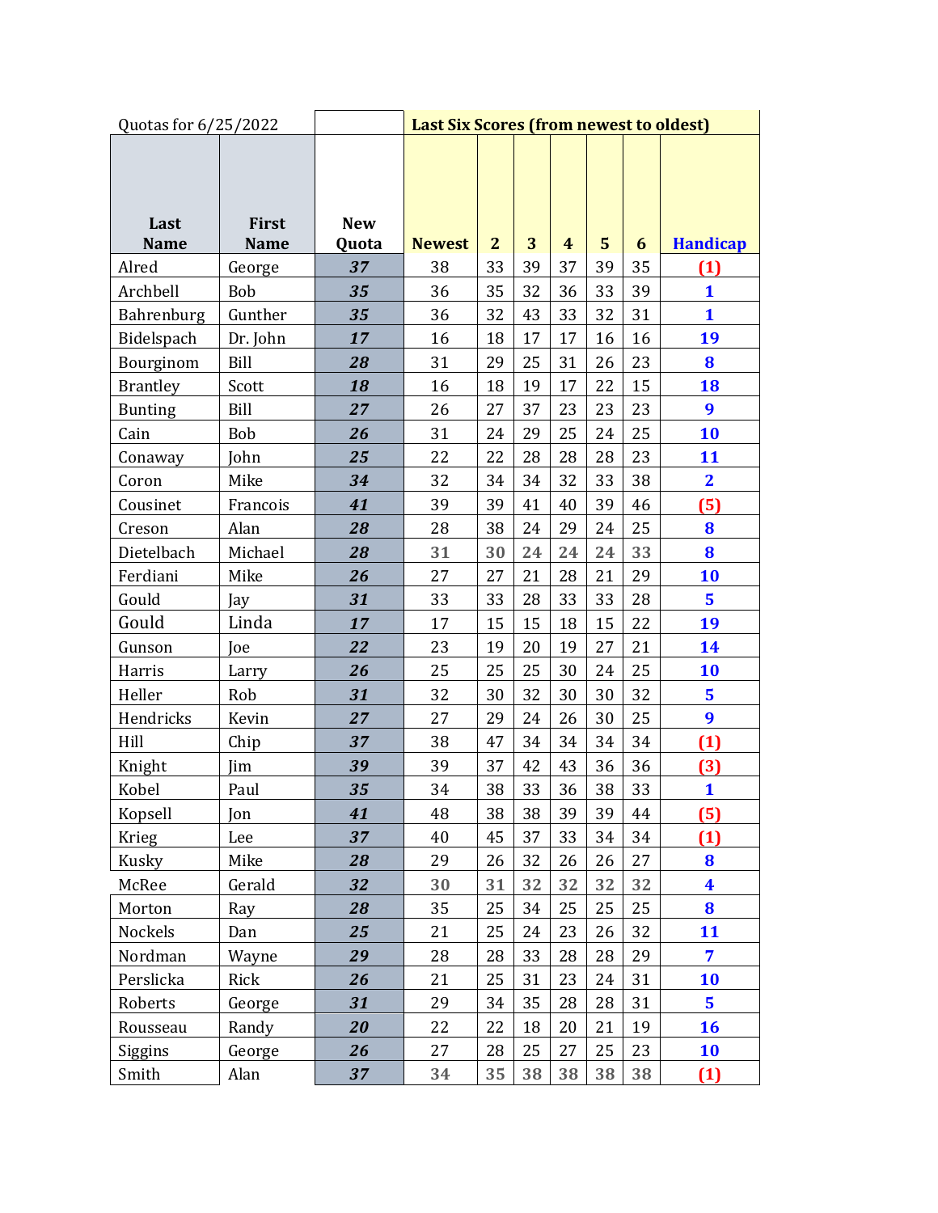| Quotas for 6/25/2022 | | | Last Six Scores (from newest to oldest) | | | | | | |
|---|---|---|---|---|---|---|---|---|---|
| **Last Name** | **First Name** | **New Quota** | **Newest** | **2** | **3** | **4** | **5** | **6** | **Handicap** |
| Alred | George | ***37*** | 38 | 33 | 39 | 37 | 39 | 35 | **(1)** |
| Archbell | Bob | ***35*** | 36 | 35 | 32 | 36 | 33 | 39 | **1** |
| Bahrenburg | Gunther | ***35*** | 36 | 32 | 43 | 33 | 32 | 31 | **1** |
| Bidelspach | Dr. John | ***17*** | 16 | 18 | 17 | 17 | 16 | 16 | **19** |
| Bourginom | Bill | ***28*** | 31 | 29 | 25 | 31 | 26 | 23 | **8** |
| Brantley | Scott | ***18*** | 16 | 18 | 19 | 17 | 22 | 15 | **18** |
| Bunting | Bill | ***27*** | 26 | 27 | 37 | 23 | 23 | 23 | **9** |
| Cain | Bob | ***26*** | 31 | 24 | 29 | 25 | 24 | 25 | **10** |
| Conaway | John | ***25*** | 22 | 22 | 28 | 28 | 28 | 23 | **11** |
| Coron | Mike | ***34*** | 32 | 34 | 34 | 32 | 33 | 38 | **2** |
| Cousinet | Francois | ***41*** | 39 | 39 | 41 | 40 | 39 | 46 | **(5)** |
| Creson | Alan | ***28*** | 28 | 38 | 24 | 29 | 24 | 25 | **8** |
| Dietelbach | Michael | ***28*** | **31** | **30** | **24** | **24** | **24** | **33** | **8** |
| Ferdiani | Mike | ***26*** | 27 | 27 | 21 | 28 | 21 | 29 | **10** |
| Gould | Jay | ***31*** | 33 | 33 | 28 | 33 | 33 | 28 | **5** |
| Gould | Linda | ***17*** | 17 | 15 | 15 | 18 | 15 | 22 | **19** |
| Gunson | Joe | ***22*** | 23 | 19 | 20 | 19 | 27 | 21 | **14** |
| Harris | Larry | ***26*** | 25 | 25 | 25 | 30 | 24 | 25 | **10** |
| Heller | Rob | ***31*** | 32 | 30 | 32 | 30 | 30 | 32 | **5** |
| Hendricks | Kevin | ***27*** | 27 | 29 | 24 | 26 | 30 | 25 | **9** |
| Hill | Chip | ***37*** | 38 | 47 | 34 | 34 | 34 | 34 | **(1)** |
| Knight | Jim | ***39*** | 39 | 37 | 42 | 43 | 36 | 36 | **(3)** |
| Kobel | Paul | ***35*** | 34 | 38 | 33 | 36 | 38 | 33 | **1** |
| Kopsell | Jon | ***41*** | 48 | 38 | 38 | 39 | 39 | 44 | **(5)** |
| Krieg | Lee | ***37*** | 40 | 45 | 37 | 33 | 34 | 34 | **(1)** |
| Kusky | Mike | ***28*** | 29 | 26 | 32 | 26 | 26 | 27 | **8** |
| McRee | Gerald | ***32*** | **30** | **31** | **32** | **32** | **32** | **32** | **4** |
| Morton | Ray | ***28*** | 35 | 25 | 34 | 25 | 25 | 25 | **8** |
| Nockels | Dan | ***25*** | 21 | 25 | 24 | 23 | 26 | 32 | **11** |
| Nordman | Wayne | ***29*** | 28 | 28 | 33 | 28 | 28 | 29 | **7** |
| Perslicka | Rick | ***26*** | 21 | 25 | 31 | 23 | 24 | 31 | **10** |
| Roberts | George | ***31*** | 29 | 34 | 35 | 28 | 28 | 31 | **5** |
| Rousseau | Randy | ***20*** | 22 | 22 | 18 | 20 | 21 | 19 | **16** |
| Siggins | George | ***26*** | 27 | 28 | 25 | 27 | 25 | 23 | **10** |
| Smith | Alan | ***37*** | **34** | **35** | **38** | **38** | **38** | **38** | **(1)** |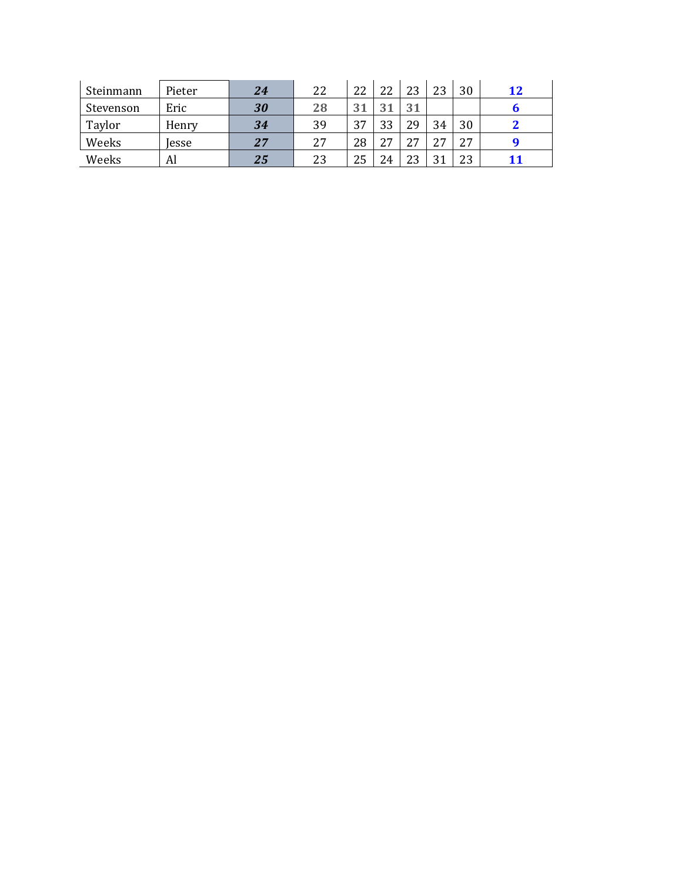| | | | | | | | | | | |
|---|---|---|---|---|---|---|---|---|---|---|
| Steinmann | Pieter | ***24*** | 22 | 22 | 22 | 23 | 23 | 30 | **12** |
| Stevenson | Eric | ***30*** | **28** | **31** | **31** | **31** | | | **6** |
| Taylor | Henry | ***34*** | 39 | 37 | 33 | 29 | 34 | 30 | **2** |
| Weeks | Jesse | ***27*** | 27 | 28 | 27 | 27 | 27 | 27 | **9** |
| Weeks | Al | ***25*** | 23 | 25 | 24 | 23 | 31 | 23 | **11** |